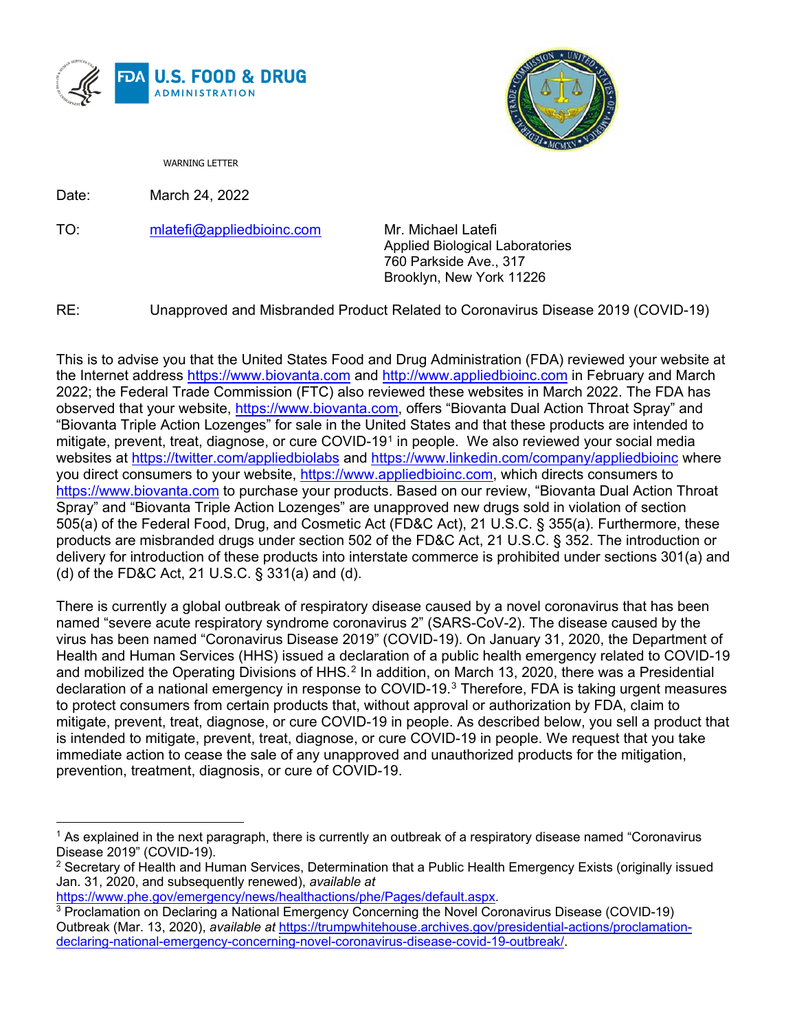WARNING LETTER

Date: March 24, 2022

TO: mlatefi@appliedbioinc.com

Mr. Michael Latefi
Applied Biological Laboratories
760 Parkside Ave., 317
Brooklyn, New York 11226

RE: Unapproved and Misbranded Product Related to Coronavirus Disease 2019 (COVID-19)

This is to advise you that the United States Food and Drug Administration (FDA) reviewed your website at the Internet address https://www.biovanta.com and http://www.appliedbioinc.com in February and March 2022; the Federal Trade Commission (FTC) also reviewed these websites in March 2022. The FDA has observed that your website, https://www.biovanta.com, offers "Biovanta Dual Action Throat Spray" and "Biovanta Triple Action Lozenges" for sale in the United States and that these products are intended to mitigate, prevent, treat, diagnose, or cure COVID-19[1] in people. We also reviewed your social media websites at https://twitter.com/appliedbiolabs and https://www.linkedin.com/company/appliedbioinc where you direct consumers to your website, https://www.appliedbioinc.com, which directs consumers to https://www.biovanta.com to purchase your products. Based on our review, "Biovanta Dual Action Throat Spray" and "Biovanta Triple Action Lozenges" are unapproved new drugs sold in violation of section 505(a) of the Federal Food, Drug, and Cosmetic Act (FD&C Act), 21 U.S.C. § 355(a). Furthermore, these products are misbranded drugs under section 502 of the FD&C Act, 21 U.S.C. § 352. The introduction or delivery for introduction of these products into interstate commerce is prohibited under sections 301(a) and (d) of the FD&C Act, 21 U.S.C. § 331(a) and (d).

There is currently a global outbreak of respiratory disease caused by a novel coronavirus that has been named "severe acute respiratory syndrome coronavirus 2" (SARS-CoV-2). The disease caused by the virus has been named "Coronavirus Disease 2019" (COVID-19). On January 31, 2020, the Department of Health and Human Services (HHS) issued a declaration of a public health emergency related to COVID-19 and mobilized the Operating Divisions of HHS.[2] In addition, on March 13, 2020, there was a Presidential declaration of a national emergency in response to COVID-19.[3] Therefore, FDA is taking urgent measures to protect consumers from certain products that, without approval or authorization by FDA, claim to mitigate, prevent, treat, diagnose, or cure COVID-19 in people. As described below, you sell a product that is intended to mitigate, prevent, treat, diagnose, or cure COVID-19 in people. We request that you take immediate action to cease the sale of any unapproved and unauthorized products for the mitigation, prevention, treatment, diagnosis, or cure of COVID-19.

---

[1] As explained in the next paragraph, there is currently an outbreak of a respiratory disease named "Coronavirus Disease 2019" (COVID-19).

[2] Secretary of Health and Human Services, Determination that a Public Health Emergency Exists (originally issued Jan. 31, 2020, and subsequently renewed), *available at* https://www.phe.gov/emergency/news/healthactions/phe/Pages/default.aspx.

[3] Proclamation on Declaring a National Emergency Concerning the Novel Coronavirus Disease (COVID-19) Outbreak (Mar. 13, 2020), *available at* https://trumpwhitehouse.archives.gov/presidential-actions/proclamation-declaring-national-emergency-concerning-novel-coronavirus-disease-covid-19-outbreak/.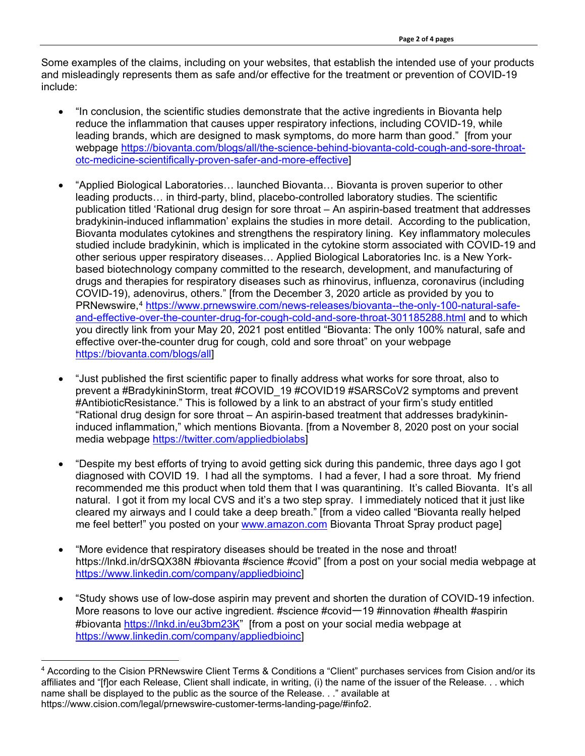Some examples of the claims, including on your websites, that establish the intended use of your products and misleadingly represents them as safe and/or effective for the treatment or prevention of COVID-19 include:

- "In conclusion, the scientific studies demonstrate that the active ingredients in Biovanta help reduce the inflammation that causes upper respiratory infections, including COVID-19, while leading brands, which are designed to mask symptoms, do more harm than good." [from your webpage https://biovanta.com/blogs/all/the-science-behind-biovanta-cold-cough-and-sore-throat-otc-medicine-scientifically-proven-safer-and-more-effective]

- "Applied Biological Laboratories… launched Biovanta… Biovanta is proven superior to other leading products… in third-party, blind, placebo-controlled laboratory studies. The scientific publication titled 'Rational drug design for sore throat – An aspirin-based treatment that addresses bradykinin-induced inflammation' explains the studies in more detail. According to the publication, Biovanta modulates cytokines and strengthens the respiratory lining. Key inflammatory molecules studied include bradykinin, which is implicated in the cytokine storm associated with COVID-19 and other serious upper respiratory diseases… Applied Biological Laboratories Inc. is a New York-based biotechnology company committed to the research, development, and manufacturing of drugs and therapies for respiratory diseases such as rhinovirus, influenza, coronavirus (including COVID-19), adenovirus, others." [from the December 3, 2020 article as provided by you to PRNewswire,[4] https://www.prnewswire.com/news-releases/biovanta--the-only-100-natural-safe-and-effective-over-the-counter-drug-for-cough-cold-and-sore-throat-301185288.html and to which you directly link from your May 20, 2021 post entitled "Biovanta: The only 100% natural, safe and effective over-the-counter drug for cough, cold and sore throat" on your webpage https://biovanta.com/blogs/all]

- "Just published the first scientific paper to finally address what works for sore throat, also to prevent a #BradykininStorm, treat #COVID_19 #COVID19 #SARSCoV2 symptoms and prevent #AntibioticResistance." This is followed by a link to an abstract of your firm's study entitled "Rational drug design for sore throat – An aspirin-based treatment that addresses bradykinin-induced inflammation," which mentions Biovanta. [from a November 8, 2020 post on your social media webpage https://twitter.com/appliedbiolabs]

- "Despite my best efforts of trying to avoid getting sick during this pandemic, three days ago I got diagnosed with COVID 19. I had all the symptoms. I had a fever, I had a sore throat. My friend recommended me this product when told them that I was quarantining. It's called Biovanta. It's all natural. I got it from my local CVS and it's a two step spray. I immediately noticed that it just like cleared my airways and I could take a deep breath." [from a video called "Biovanta really helped me feel better!" you posted on your www.amazon.com Biovanta Throat Spray product page]

- "More evidence that respiratory diseases should be treated in the nose and throat! https://lnkd.in/drSQX38N #biovanta #science #covid" [from a post on your social media webpage at https://www.linkedin.com/company/appliedbioinc]

- "Study shows use of low-dose aspirin may prevent and shorten the duration of COVID-19 infection. More reasons to love our active ingredient. #science #covid—19 #innovation #health #aspirin #biovanta https://lnkd.in/eu3bm23K" [from a post on your social media webpage at https://www.linkedin.com/company/appliedbioinc]

---

[4] According to the Cision PRNewswire Client Terms & Conditions a "Client" purchases services from Cision and/or its affiliates and "[f]or each Release, Client shall indicate, in writing, (i) the name of the issuer of the Release. . . which name shall be displayed to the public as the source of the Release. . ." available at https://www.cision.com/legal/prnewswire-customer-terms-landing-page/#info2.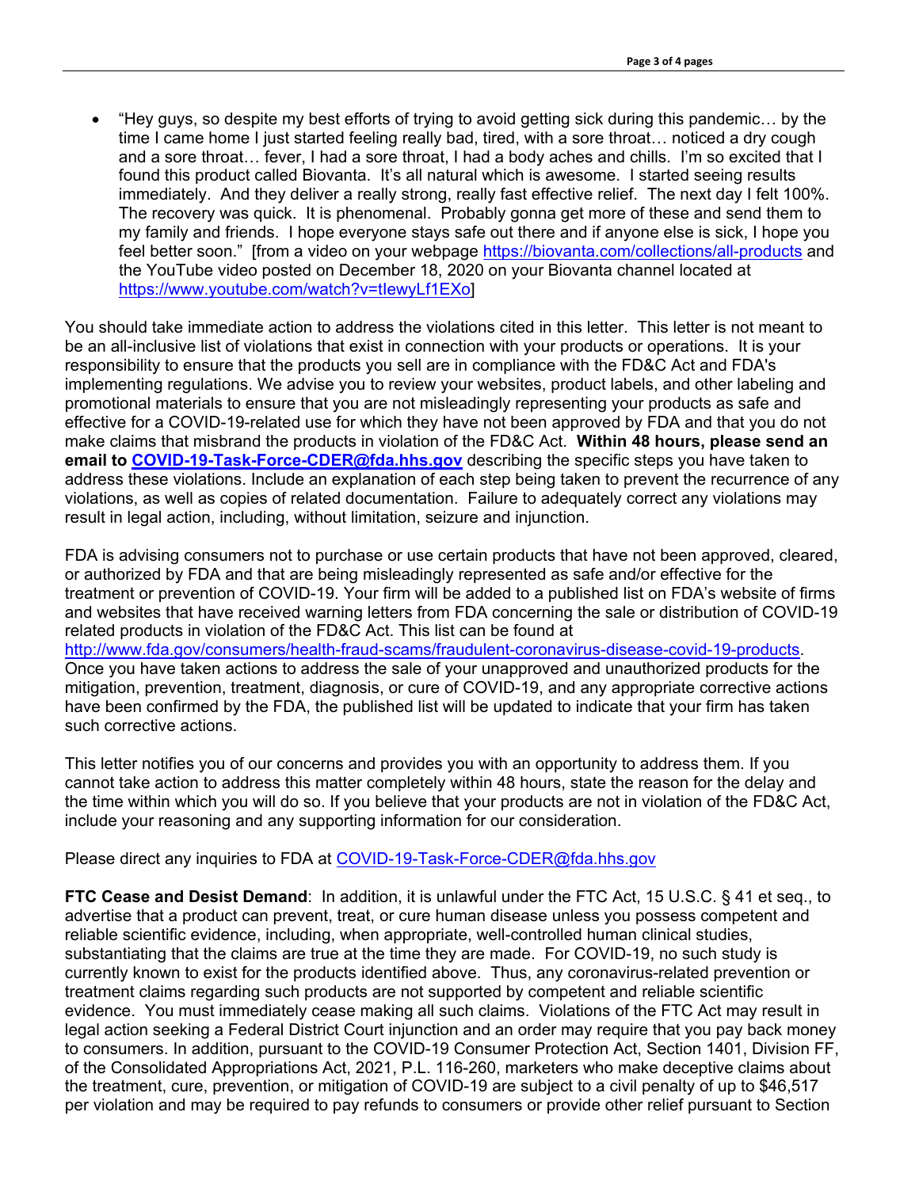- "Hey guys, so despite my best efforts of trying to avoid getting sick during this pandemic… by the time I came home I just started feeling really bad, tired, with a sore throat… noticed a dry cough and a sore throat… fever, I had a sore throat, I had a body aches and chills. I'm so excited that I found this product called Biovanta. It's all natural which is awesome. I started seeing results immediately. And they deliver a really strong, really fast effective relief. The next day I felt 100%. The recovery was quick. It is phenomenal. Probably gonna get more of these and send them to my family and friends. I hope everyone stays safe out there and if anyone else is sick, I hope you feel better soon." [from a video on your webpage https://biovanta.com/collections/all-products and the YouTube video posted on December 18, 2020 on your Biovanta channel located at https://www.youtube.com/watch?v=tIewyLf1EXo]

You should take immediate action to address the violations cited in this letter. This letter is not meant to be an all-inclusive list of violations that exist in connection with your products or operations. It is your responsibility to ensure that the products you sell are in compliance with the FD&C Act and FDA's implementing regulations. We advise you to review your websites, product labels, and other labeling and promotional materials to ensure that you are not misleadingly representing your products as safe and effective for a COVID-19-related use for which they have not been approved by FDA and that you do not make claims that misbrand the products in violation of the FD&C Act. **Within 48 hours, please send an email to COVID-19-Task-Force-CDER@fda.hhs.gov** describing the specific steps you have taken to address these violations. Include an explanation of each step being taken to prevent the recurrence of any violations, as well as copies of related documentation. Failure to adequately correct any violations may result in legal action, including, without limitation, seizure and injunction.

FDA is advising consumers not to purchase or use certain products that have not been approved, cleared, or authorized by FDA and that are being misleadingly represented as safe and/or effective for the treatment or prevention of COVID-19. Your firm will be added to a published list on FDA's website of firms and websites that have received warning letters from FDA concerning the sale or distribution of COVID-19 related products in violation of the FD&C Act. This list can be found at http://www.fda.gov/consumers/health-fraud-scams/fraudulent-coronavirus-disease-covid-19-products. Once you have taken actions to address the sale of your unapproved and unauthorized products for the mitigation, prevention, treatment, diagnosis, or cure of COVID-19, and any appropriate corrective actions have been confirmed by the FDA, the published list will be updated to indicate that your firm has taken such corrective actions.

This letter notifies you of our concerns and provides you with an opportunity to address them. If you cannot take action to address this matter completely within 48 hours, state the reason for the delay and the time within which you will do so. If you believe that your products are not in violation of the FD&C Act, include your reasoning and any supporting information for our consideration.

Please direct any inquiries to FDA at COVID-19-Task-Force-CDER@fda.hhs.gov

**FTC Cease and Desist Demand**: In addition, it is unlawful under the FTC Act, 15 U.S.C. § 41 et seq., to advertise that a product can prevent, treat, or cure human disease unless you possess competent and reliable scientific evidence, including, when appropriate, well-controlled human clinical studies, substantiating that the claims are true at the time they are made. For COVID-19, no such study is currently known to exist for the products identified above. Thus, any coronavirus-related prevention or treatment claims regarding such products are not supported by competent and reliable scientific evidence. You must immediately cease making all such claims. Violations of the FTC Act may result in legal action seeking a Federal District Court injunction and an order may require that you pay back money to consumers. In addition, pursuant to the COVID-19 Consumer Protection Act, Section 1401, Division FF, of the Consolidated Appropriations Act, 2021, P.L. 116-260, marketers who make deceptive claims about the treatment, cure, prevention, or mitigation of COVID-19 are subject to a civil penalty of up to $46,517 per violation and may be required to pay refunds to consumers or provide other relief pursuant to Section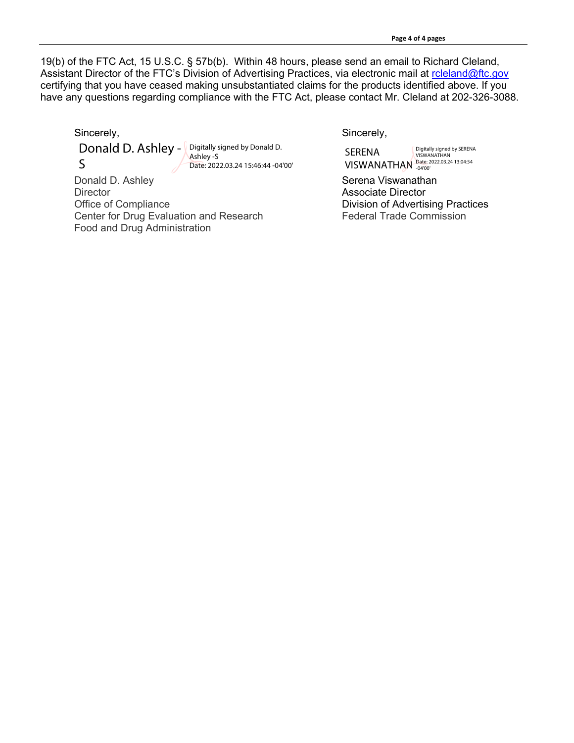19(b) of the FTC Act, 15 U.S.C. § 57b(b). Within 48 hours, please send an email to Richard Cleland, Assistant Director of the FTC's Division of Advertising Practices, via electronic mail at rcleland@ftc.gov certifying that you have ceased making unsubstantiated claims for the products identified above. If you have any questions regarding compliance with the FTC Act, please contact Mr. Cleland at 202-326-3088.

Sincerely,

Donald D. Ashley -S
Digitally signed by Donald D. Ashley -S
Date: 2022.03.24 15:46:44 -04'00'

Donald D. Ashley
Director
Office of Compliance
Center for Drug Evaluation and Research
Food and Drug Administration

Sincerely,

SERENA VISWANATHAN
Digitally signed by SERENA VISWANATHAN
Date: 2022.03.24 13:04:54 -04'00'

Serena Viswanathan
Associate Director
Division of Advertising Practices
Federal Trade Commission